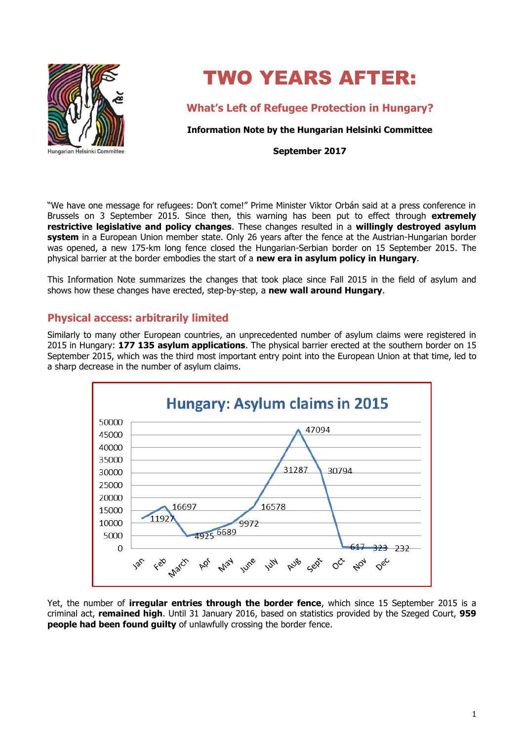# TWO YEARS AFTER:

## What's Left of Refugee Protection in Hungary?

**Information Note by the Hungarian Helsinki Committee**

**September 2017**

"We have one message for refugees: Don't come!" Prime Minister Viktor Orbán said at a press conference in Brussels on 3 September 2015. Since then, this warning has been put to effect through **extremely restrictive legislative and policy changes**. These changes resulted in a **willingly destroyed asylum system** in a European Union member state. Only 26 years after the fence at the Austrian-Hungarian border was opened, a new 175-km long fence closed the Hungarian-Serbian border on 15 September 2015. The physical barrier at the border embodies the start of a **new era in asylum policy in Hungary**.

This Information Note summarizes the changes that took place since Fall 2015 in the field of asylum and shows how these changes have erected, step-by-step, a **new wall around Hungary**.

## Physical access: arbitrarily limited

Similarly to many other European countries, an unprecedented number of asylum claims were registered in 2015 in Hungary: **177 135 asylum applications**. The physical barrier erected at the southern border on 15 September 2015, which was the third most important entry point into the European Union at that time, led to a sharp decrease in the number of asylum claims.

**Hungary: Asylum claims in 2015**

| Jan | Feb | March | Apr | May | June | July | Aug | Sept | Oct | Nov | Dec |
|---|---|---|---|---|---|---|---|---|---|---|---|
| 11927 | 16697 | 4925 | 6689 | 9972 | 16578 | 31287 | 47094 | 30794 | 617 | 323 | 232 |

Yet, the number of **irregular entries through the border fence**, which since 15 September 2015 is a criminal act, **remained high**. Until 31 January 2016, based on statistics provided by the Szeged Court, **959 people had been found guilty** of unlawfully crossing the border fence.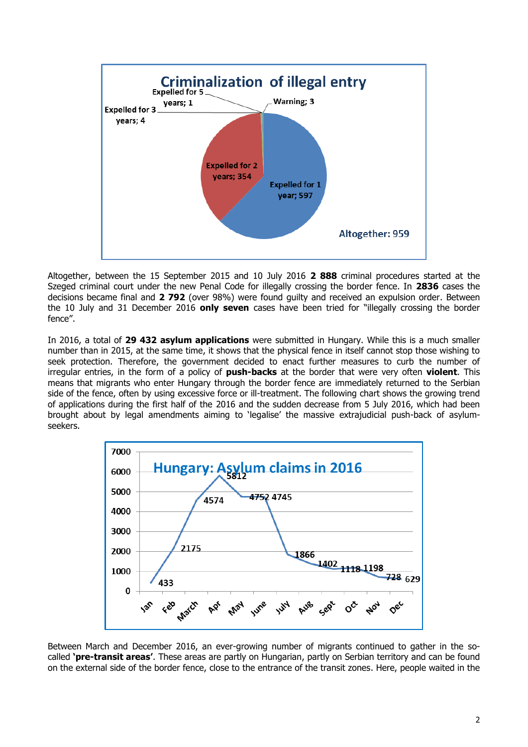**Criminalization of illegal entry**

| Category | Number |
|---|---|
| Expelled for 1 year | 597 |
| Expelled for 2 years | 354 |
| Expelled for 3 years | 4 |
| Expelled for 5 years | 1 |
| Warning | 3 |

Altogether: 959

Altogether, between the 15 September 2015 and 10 July 2016 **2 888** criminal procedures started at the Szeged criminal court under the new Penal Code for illegally crossing the border fence. In **2836** cases the decisions became final and **2 792** (over 98%) were found guilty and received an expulsion order. Between the 10 July and 31 December 2016 **only seven** cases have been tried for "illegally crossing the border fence".

In 2016, a total of **29 432 asylum applications** were submitted in Hungary. While this is a much smaller number than in 2015, at the same time, it shows that the physical fence in itself cannot stop those wishing to seek protection. Therefore, the government decided to enact further measures to curb the number of irregular entries, in the form of a policy of **push-backs** at the border that were very often **violent**. This means that migrants who enter Hungary through the border fence are immediately returned to the Serbian side of the fence, often by using excessive force or ill-treatment. The following chart shows the growing trend of applications during the first half of the 2016 and the sudden decrease from 5 July 2016, which had been brought about by legal amendments aiming to 'legalise' the massive extrajudicial push-back of asylum-seekers.

**Hungary: Asylum claims in 2016**

| Month | Claims |
|---|---|
| Jan | 433 |
| Feb | 2175 |
| March | 4574 |
| Apr | 5812 |
| May | 4752 |
| June | 4745 |
| July | 1866 |
| Aug | 1402 |
| Sept | 1118 |
| Oct | 1198 |
| Nov | 728 |
| Dec | 629 |

Between March and December 2016, an ever-growing number of migrants continued to gather in the so-called **'pre-transit areas'**. These areas are partly on Hungarian, partly on Serbian territory and can be found on the external side of the border fence, close to the entrance of the transit zones. Here, people waited in the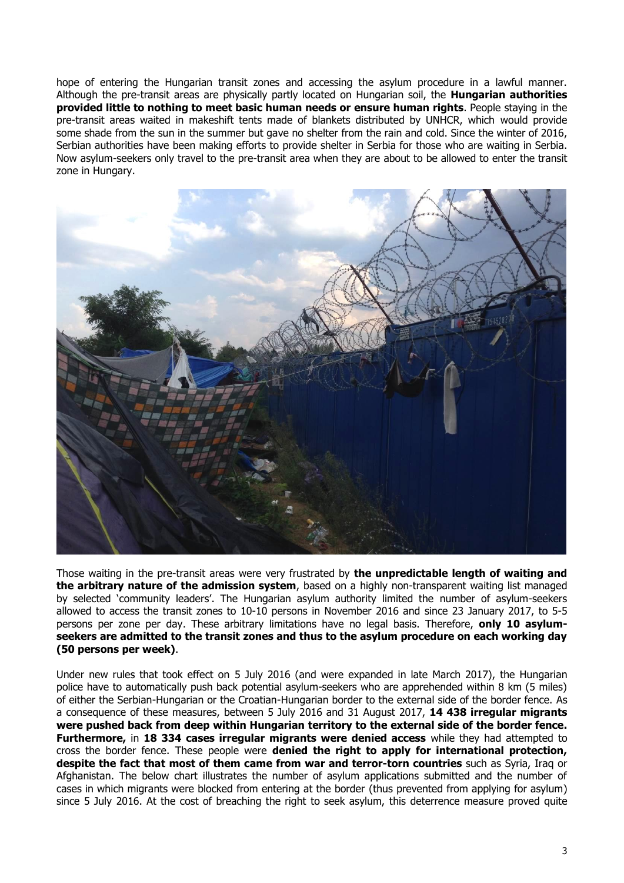hope of entering the Hungarian transit zones and accessing the asylum procedure in a lawful manner. Although the pre-transit areas are physically partly located on Hungarian soil, the **Hungarian authorities provided little to nothing to meet basic human needs or ensure human rights**. People staying in the pre-transit areas waited in makeshift tents made of blankets distributed by UNHCR, which would provide some shade from the sun in the summer but gave no shelter from the rain and cold. Since the winter of 2016, Serbian authorities have been making efforts to provide shelter in Serbia for those who are waiting in Serbia. Now asylum-seekers only travel to the pre-transit area when they are about to be allowed to enter the transit zone in Hungary.

Those waiting in the pre-transit areas were very frustrated by **the unpredictable length of waiting and the arbitrary nature of the admission system**, based on a highly non-transparent waiting list managed by selected 'community leaders'. The Hungarian asylum authority limited the number of asylum-seekers allowed to access the transit zones to 10-10 persons in November 2016 and since 23 January 2017, to 5-5 persons per zone per day. These arbitrary limitations have no legal basis. Therefore, **only 10 asylum-seekers are admitted to the transit zones and thus to the asylum procedure on each working day (50 persons per week)**.

Under new rules that took effect on 5 July 2016 (and were expanded in late March 2017), the Hungarian police have to automatically push back potential asylum-seekers who are apprehended within 8 km (5 miles) of either the Serbian-Hungarian or the Croatian-Hungarian border to the external side of the border fence. As a consequence of these measures, between 5 July 2016 and 31 August 2017, **14 438 irregular migrants were pushed back from deep within Hungarian territory to the external side of the border fence. Furthermore,** in **18 334 cases irregular migrants were denied access** while they had attempted to cross the border fence. These people were **denied the right to apply for international protection, despite the fact that most of them came from war and terror-torn countries** such as Syria, Iraq or Afghanistan. The below chart illustrates the number of asylum applications submitted and the number of cases in which migrants were blocked from entering at the border (thus prevented from applying for asylum) since 5 July 2016. At the cost of breaching the right to seek asylum, this deterrence measure proved quite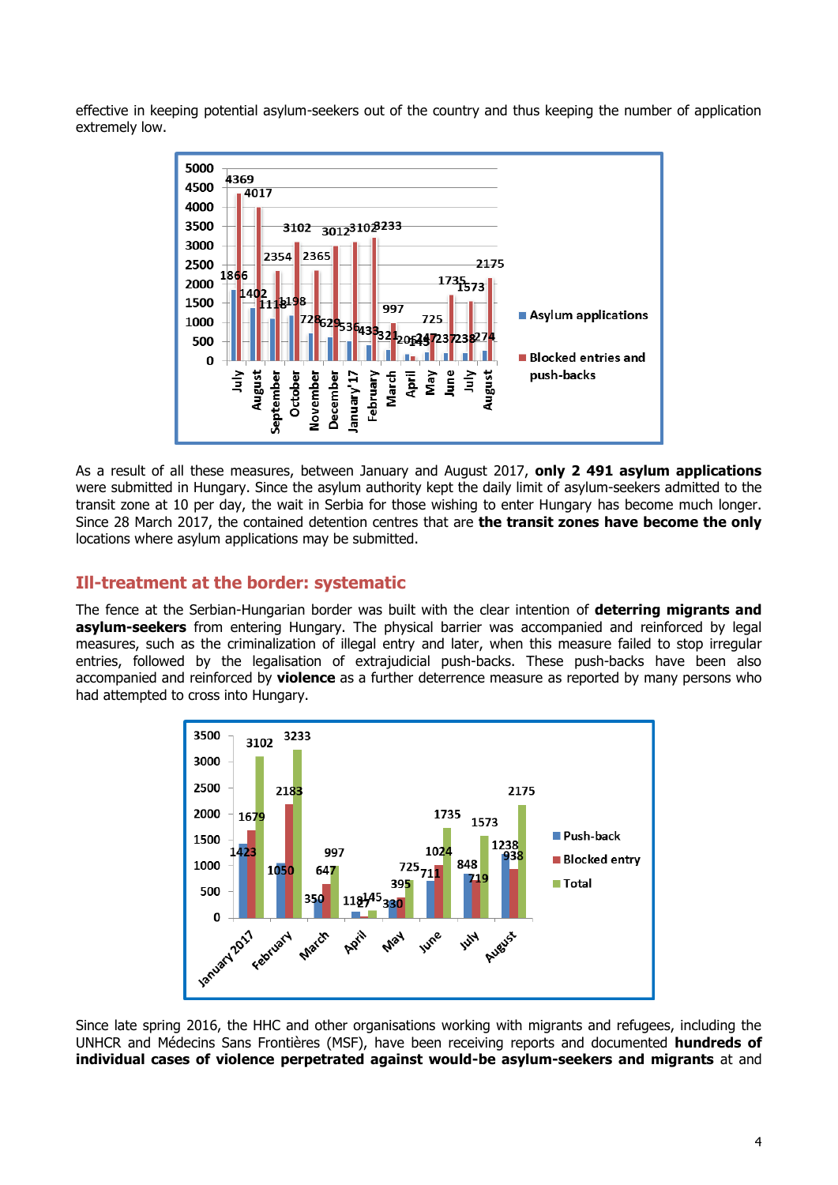effective in keeping potential asylum-seekers out of the country and thus keeping the number of application extremely low.

As a result of all these measures, between January and August 2017, **only 2 491 asylum applications** were submitted in Hungary. Since the asylum authority kept the daily limit of asylum-seekers admitted to the transit zone at 10 per day, the wait in Serbia for those wishing to enter Hungary has become much longer. Since 28 March 2017, the contained detention centres that are **the transit zones have become the only** locations where asylum applications may be submitted.

## Ill-treatment at the border: systematic

The fence at the Serbian-Hungarian border was built with the clear intention of **deterring migrants and asylum-seekers** from entering Hungary. The physical barrier was accompanied and reinforced by legal measures, such as the criminalization of illegal entry and later, when this measure failed to stop irregular entries, followed by the legalisation of extrajudicial push-backs. These push-backs have been also accompanied and reinforced by **violence** as a further deterrence measure as reported by many persons who had attempted to cross into Hungary.

Since late spring 2016, the HHC and other organisations working with migrants and refugees, including the UNHCR and Médecins Sans Frontières (MSF), have been receiving reports and documented **hundreds of individual cases of violence perpetrated against would-be asylum-seekers and migrants** at and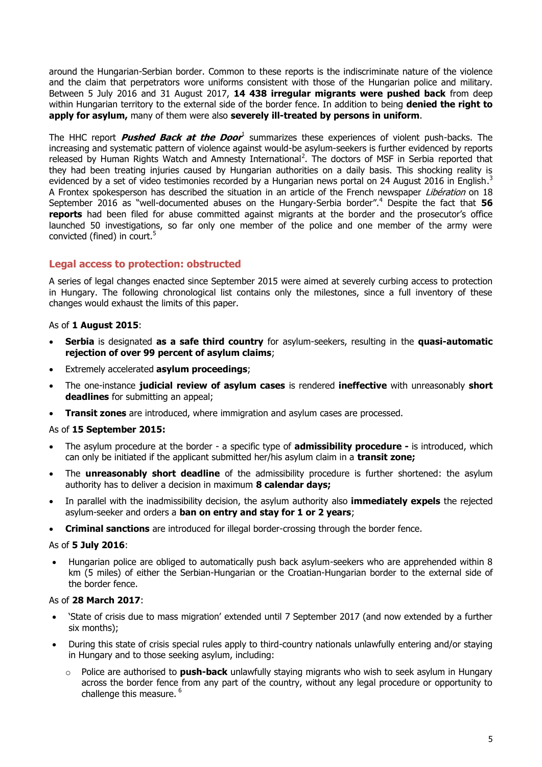around the Hungarian-Serbian border. Common to these reports is the indiscriminate nature of the violence and the claim that perpetrators wore uniforms consistent with those of the Hungarian police and military. Between 5 July 2016 and 31 August 2017, **14 438 irregular migrants were pushed back** from deep within Hungarian territory to the external side of the border fence. In addition to being **denied the right to apply for asylum,** many of them were also **severely ill-treated by persons in uniform**.

The HHC report ***Pushed Back at the Door***[1] summarizes these experiences of violent push-backs. The increasing and systematic pattern of violence against would-be asylum-seekers is further evidenced by reports released by Human Rights Watch and Amnesty International[2]. The doctors of MSF in Serbia reported that they had been treating injuries caused by Hungarian authorities on a daily basis. This shocking reality is evidenced by a set of video testimonies recorded by a Hungarian news portal on 24 August 2016 in English.[3] A Frontex spokesperson has described the situation in an article of the French newspaper *Libération* on 18 September 2016 as "well-documented abuses on the Hungary-Serbia border".[4] Despite the fact that **56 reports** had been filed for abuse committed against migrants at the border and the prosecutor's office launched 50 investigations, so far only one member of the police and one member of the army were convicted (fined) in court.[5]

## Legal access to protection: obstructed

A series of legal changes enacted since September 2015 were aimed at severely curbing access to protection in Hungary. The following chronological list contains only the milestones, since a full inventory of these changes would exhaust the limits of this paper.

As of **1 August 2015**:

- **Serbia** is designated **as a safe third country** for asylum-seekers, resulting in the **quasi-automatic rejection of over 99 percent of asylum claims**;
- Extremely accelerated **asylum proceedings**;
- The one-instance **judicial review of asylum cases** is rendered **ineffective** with unreasonably **short deadlines** for submitting an appeal;
- **Transit zones** are introduced, where immigration and asylum cases are processed.

As of **15 September 2015:**

- The asylum procedure at the border - a specific type of **admissibility procedure -** is introduced, which can only be initiated if the applicant submitted her/his asylum claim in a **transit zone;**
- The **unreasonably short deadline** of the admissibility procedure is further shortened: the asylum authority has to deliver a decision in maximum **8 calendar days;**
- In parallel with the inadmissibility decision, the asylum authority also **immediately expels** the rejected asylum-seeker and orders a **ban on entry and stay for 1 or 2 years**;
- **Criminal sanctions** are introduced for illegal border-crossing through the border fence.

As of **5 July 2016**:

- Hungarian police are obliged to automatically push back asylum-seekers who are apprehended within 8 km (5 miles) of either the Serbian-Hungarian or the Croatian-Hungarian border to the external side of the border fence.

As of **28 March 2017**:

- 'State of crisis due to mass migration' extended until 7 September 2017 (and now extended by a further six months);
- During this state of crisis special rules apply to third-country nationals unlawfully entering and/or staying in Hungary and to those seeking asylum, including:
  - Police are authorised to **push-back** unlawfully staying migrants who wish to seek asylum in Hungary across the border fence from any part of the country, without any legal procedure or opportunity to challenge this measure.[6]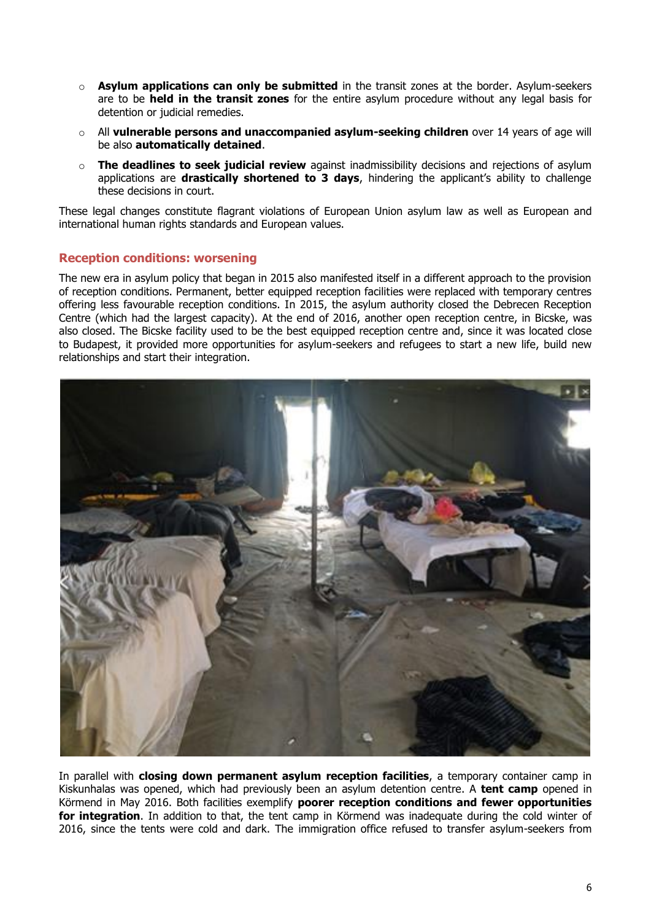- **Asylum applications can only be submitted** in the transit zones at the border. Asylum-seekers are to be **held in the transit zones** for the entire asylum procedure without any legal basis for detention or judicial remedies.
- All **vulnerable persons and unaccompanied asylum-seeking children** over 14 years of age will be also **automatically detained**.
- **The deadlines to seek judicial review** against inadmissibility decisions and rejections of asylum applications are **drastically shortened to 3 days**, hindering the applicant's ability to challenge these decisions in court.

These legal changes constitute flagrant violations of European Union asylum law as well as European and international human rights standards and European values.

## Reception conditions: worsening

The new era in asylum policy that began in 2015 also manifested itself in a different approach to the provision of reception conditions. Permanent, better equipped reception facilities were replaced with temporary centres offering less favourable reception conditions. In 2015, the asylum authority closed the Debrecen Reception Centre (which had the largest capacity). At the end of 2016, another open reception centre, in Bicske, was also closed. The Bicske facility used to be the best equipped reception centre and, since it was located close to Budapest, it provided more opportunities for asylum-seekers and refugees to start a new life, build new relationships and start their integration.

In parallel with **closing down permanent asylum reception facilities**, a temporary container camp in Kiskunhalas was opened, which had previously been an asylum detention centre. A **tent camp** opened in Körmend in May 2016. Both facilities exemplify **poorer reception conditions and fewer opportunities for integration**. In addition to that, the tent camp in Körmend was inadequate during the cold winter of 2016, since the tents were cold and dark. The immigration office refused to transfer asylum-seekers from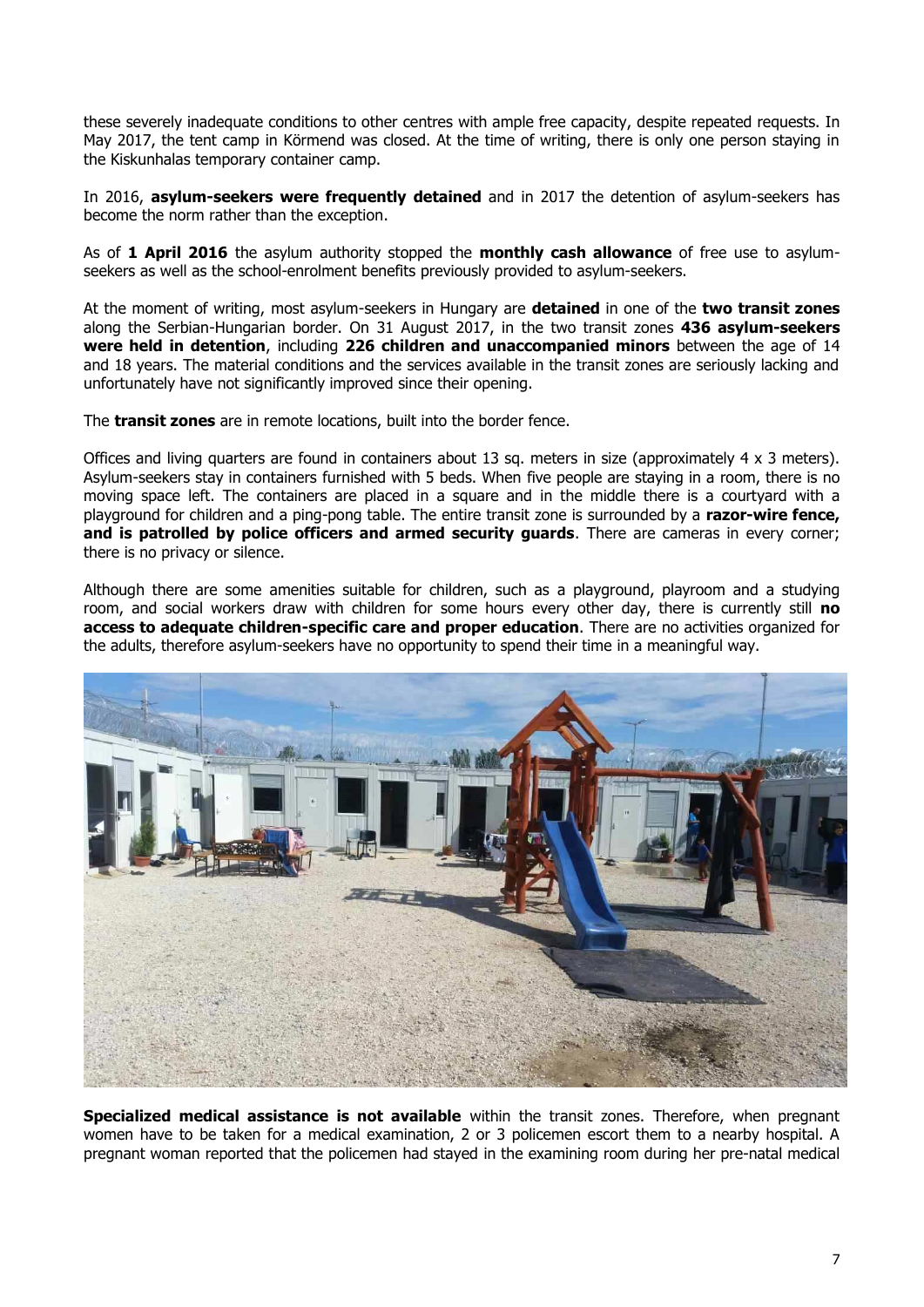these severely inadequate conditions to other centres with ample free capacity, despite repeated requests. In May 2017, the tent camp in Körmend was closed. At the time of writing, there is only one person staying in the Kiskunhalas temporary container camp.

In 2016, **asylum-seekers were frequently detained** and in 2017 the detention of asylum-seekers has become the norm rather than the exception.

As of **1 April 2016** the asylum authority stopped the **monthly cash allowance** of free use to asylum-seekers as well as the school-enrolment benefits previously provided to asylum-seekers.

At the moment of writing, most asylum-seekers in Hungary are **detained** in one of the **two transit zones** along the Serbian-Hungarian border. On 31 August 2017, in the two transit zones **436 asylum-seekers were held in detention**, including **226 children and unaccompanied minors** between the age of 14 and 18 years. The material conditions and the services available in the transit zones are seriously lacking and unfortunately have not significantly improved since their opening.

The **transit zones** are in remote locations, built into the border fence.

Offices and living quarters are found in containers about 13 sq. meters in size (approximately 4 x 3 meters). Asylum-seekers stay in containers furnished with 5 beds. When five people are staying in a room, there is no moving space left. The containers are placed in a square and in the middle there is a courtyard with a playground for children and a ping-pong table. The entire transit zone is surrounded by a **razor-wire fence, and is patrolled by police officers and armed security guards**. There are cameras in every corner; there is no privacy or silence.

Although there are some amenities suitable for children, such as a playground, playroom and a studying room, and social workers draw with children for some hours every other day, there is currently still **no access to adequate children-specific care and proper education**. There are no activities organized for the adults, therefore asylum-seekers have no opportunity to spend their time in a meaningful way.

**Specialized medical assistance is not available** within the transit zones. Therefore, when pregnant women have to be taken for a medical examination, 2 or 3 policemen escort them to a nearby hospital. A pregnant woman reported that the policemen had stayed in the examining room during her pre-natal medical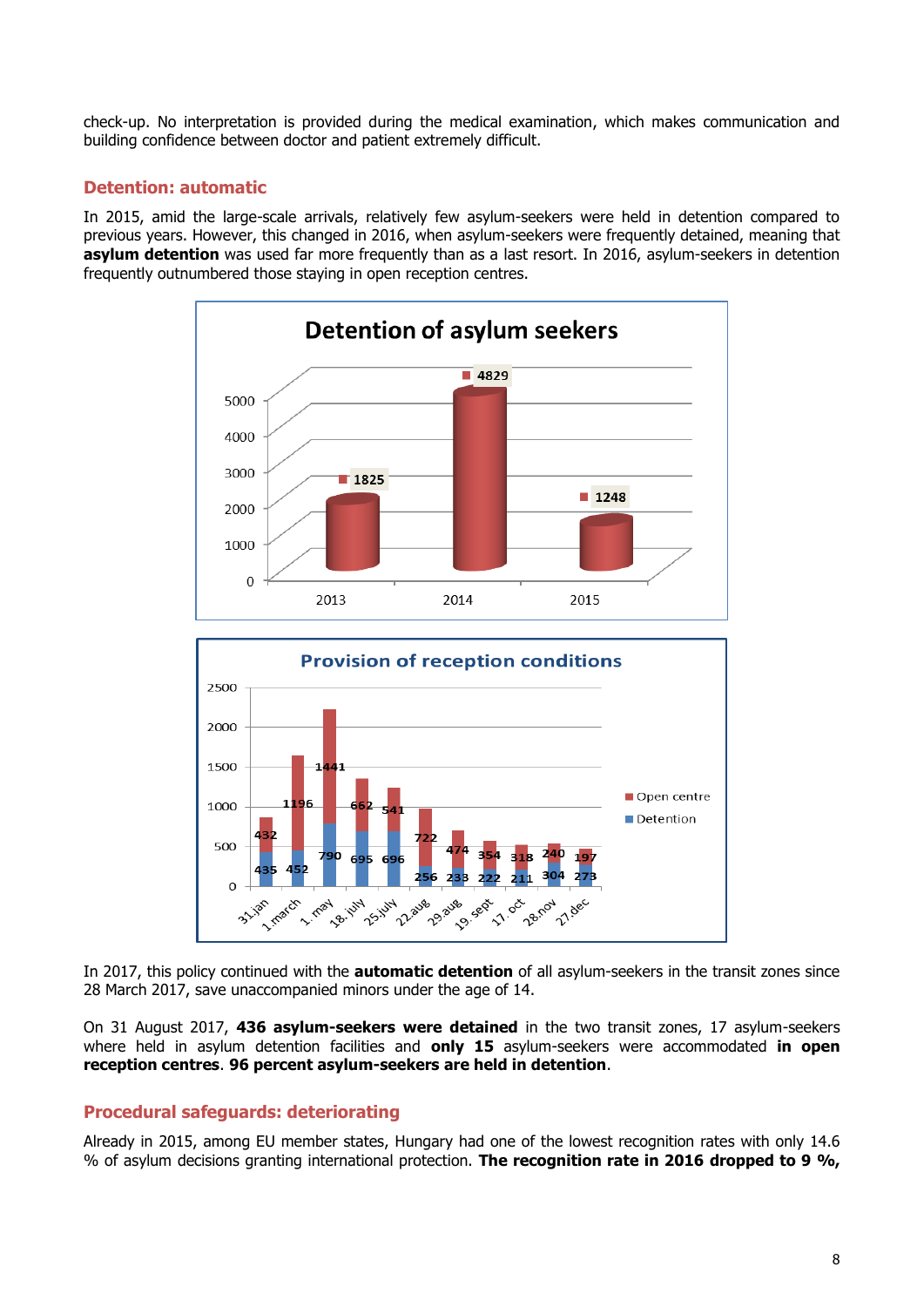check-up. No interpretation is provided during the medical examination, which makes communication and building confidence between doctor and patient extremely difficult.

## Detention: automatic

In 2015, amid the large-scale arrivals, relatively few asylum-seekers were held in detention compared to previous years. However, this changed in 2016, when asylum-seekers were frequently detained, meaning that **asylum detention** was used far more frequently than as a last resort. In 2016, asylum-seekers in detention frequently outnumbered those staying in open reception centres.

**Detention of asylum seekers**

| Year | Detention of asylum seekers |
|---|---|
| 2013 | 1825 |
| 2014 | 4829 |
| 2015 | 1248 |

**Provision of reception conditions**

| Date | Detention | Open centre |
|---|---|---|
| 31.jan | 435 | 432 |
| 1.march | 452 | 1196 |
| 1. may | 790 | 1441 |
| 18. july | 695 | 662 |
| 25.july | 696 | 541 |
| 22.aug | 256 | 722 |
| 29.aug | 233 | 474 |
| 19. sept | 222 | 354 |
| 17. oct | 211 | 318 |
| 28.nov | 304 | 240 |
| 27.dec | 273 | 197 |

In 2017, this policy continued with the **automatic detention** of all asylum-seekers in the transit zones since 28 March 2017, save unaccompanied minors under the age of 14.

On 31 August 2017, **436 asylum-seekers were detained** in the two transit zones, 17 asylum-seekers where held in asylum detention facilities and **only 15** asylum-seekers were accommodated **in open reception centres**. **96 percent asylum-seekers are held in detention**.

## Procedural safeguards: deteriorating

Already in 2015, among EU member states, Hungary had one of the lowest recognition rates with only 14.6 % of asylum decisions granting international protection. **The recognition rate in 2016 dropped to 9 %,**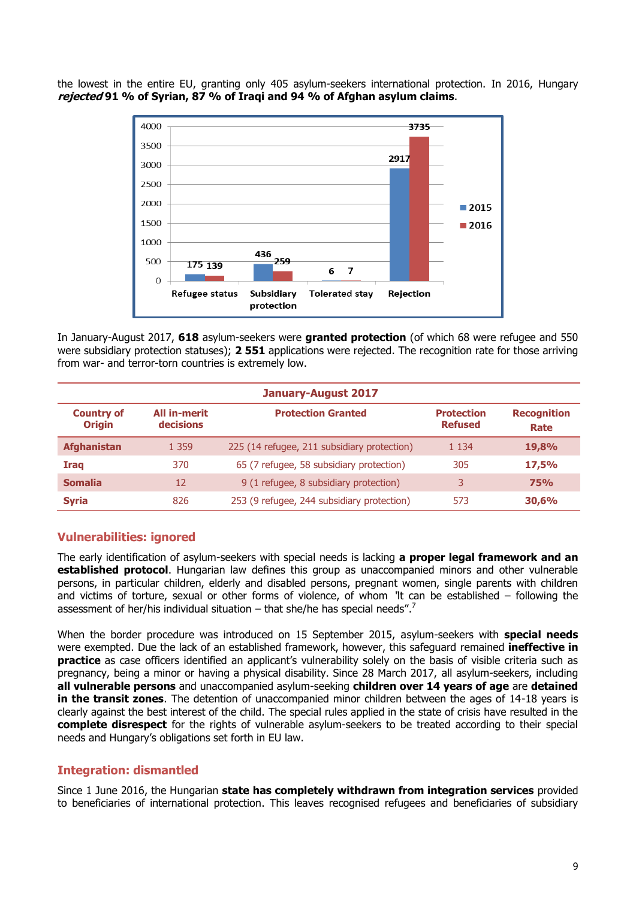the lowest in the entire EU, granting only 405 asylum-seekers international protection. In 2016, Hungary ***rejected* 91 % of Syrian, 87 % of Iraqi and 94 % of Afghan asylum claims**.

| | 2015 | 2016 |
|---|---|---|
| Refugee status | 175 | 139 |
| Subsidiary protection | 436 | 259 |
| Tolerated stay | 6 | 7 |
| Rejection | 2917 | 3735 |

In January-August 2017, **618** asylum-seekers were **granted protection** (of which 68 were refugee and 550 were subsidiary protection statuses); **2 551** applications were rejected. The recognition rate for those arriving from war- and terror-torn countries is extremely low.

| **January-August 2017** | | | | |
|---|---|---|---|---|
| **Country of Origin** | **All in-merit decisions** | **Protection Granted** | **Protection Refused** | **Recognition Rate** |
| **Afghanistan** | 1 359 | 225 (14 refugee, 211 subsidiary protection) | 1 134 | **19,8%** |
| **Iraq** | 370 | 65 (7 refugee, 58 subsidiary protection) | 305 | **17,5%** |
| **Somalia** | 12 | 9 (1 refugee, 8 subsidiary protection) | 3 | **75%** |
| **Syria** | 826 | 253 (9 refugee, 244 subsidiary protection) | 573 | **30,6%** |

## Vulnerabilities: ignored

The early identification of asylum-seekers with special needs is lacking **a proper legal framework and an established protocol**. Hungarian law defines this group as unaccompanied minors and other vulnerable persons, in particular children, elderly and disabled persons, pregnant women, single parents with children and victims of torture, single parents with children and victims of torture, rape or other forms of violence, of whom "it can be established – following the assessment of her/his individual situation – that she/he has special needs".[7]

When the border procedure was introduced on 15 September 2015, asylum-seekers with **special needs** were exempted. Due the lack of an established framework, however, this safeguard remained **ineffective in practice** as case officers identified an applicant's vulnerability solely on the basis of visible criteria such as pregnancy, being a minor or having a physical disability. Since 28 March 2017, all asylum-seekers, including **all vulnerable persons** and unaccompanied asylum-seeking **children over 14 years of age** are **detained in the transit zones**. The detention of unaccompanied minor children between the ages of 14-18 years is clearly against the best interest of the child. The special rules applied in the state of crisis have resulted in the **complete disrespect** for the rights of vulnerable asylum-seekers to be treated according to their special needs and Hungary's obligations set forth in EU law.

## Integration: dismantled

Since 1 June 2016, the Hungarian **state has completely withdrawn from integration services** provided to beneficiaries of international protection. This leaves recognised refugees and beneficiaries of subsidiary

the lowest in the entire EU, granting only 405 asylum-seekers international protection. In 2016, Hungary ***rejected* 91 % of Syrian, 87 % of Iraqi and 94 % of Afghan asylum claims**.

| | 2015 | 2016 |
|---|---|---|
| Refugee status | 175 | 139 |
| Subsidiary protection | 436 | 259 |
| Tolerated stay | 6 | 7 |
| Rejection | 2917 | 3735 |

In January-August 2017, **618** asylum-seekers were **granted protection** (of which 68 were refugee and 550 were subsidiary protection statuses); **2 551** applications were rejected. The recognition rate for those arriving from war- and terror-torn countries is extremely low.

| **January-August 2017** | | | | |
|---|---|---|---|---|
| **Country of Origin** | **All in-merit decisions** | **Protection Granted** | **Protection Refused** | **Recognition Rate** |
| **Afghanistan** | 1 359 | 225 (14 refugee, 211 subsidiary protection) | 1 134 | **19,8%** |
| **Iraq** | 370 | 65 (7 refugee, 58 subsidiary protection) | 305 | **17,5%** |
| **Somalia** | 12 | 9 (1 refugee, 8 subsidiary protection) | 3 | **75%** |
| **Syria** | 826 | 253 (9 refugee, 244 subsidiary protection) | 573 | **30,6%** |

## Vulnerabilities: ignored

The early identification of asylum-seekers with special needs is lacking **a proper legal framework and an established protocol**. Hungarian law defines this group as unaccompanied minors and other vulnerable persons, in particular children, elderly and disabled persons, pregnant women, single parents with children and victims of torture, sexual or other forms of violence, of whom "it can be established – following the assessment of her/his individual situation – that she/he has special needs".[7]

When the border procedure was introduced on 15 September 2015, asylum-seekers with **special needs** were exempted. Due the lack of an established framework, however, this safeguard remained **ineffective in practice** as case officers identified an applicant's vulnerability solely on the basis of visible criteria such as pregnancy, being a minor or having a physical disability. Since 28 March 2017, all asylum-seekers, including **all vulnerable persons** and unaccompanied asylum-seeking **children over 14 years of age** are **detained in the transit zones**. The detention of unaccompanied minor children between the ages of 14-18 years is clearly against the best interest of the child. The special rules applied in the state of crisis have resulted in the **complete disrespect** for the rights of vulnerable asylum-seekers to be treated according to their special needs and Hungary's obligations set forth in EU law.

## Integration: dismantled

Since 1 June 2016, the Hungarian **state has completely withdrawn from integration services** provided to beneficiaries of international protection. This leaves recognised refugees and beneficiaries of subsidiary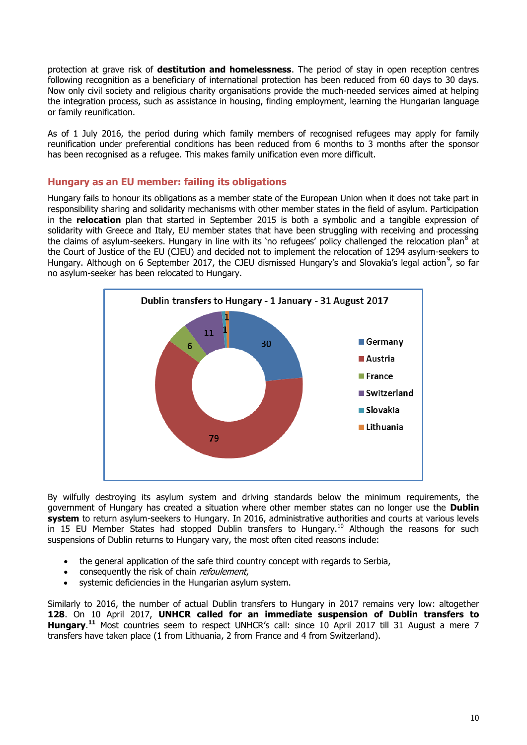protection at grave risk of **destitution and homelessness**. The period of stay in open reception centres following recognition as a beneficiary of international protection has been reduced from 60 days to 30 days. Now only civil society and religious charity organisations provide the much-needed services aimed at helping the integration process, such as assistance in housing, finding employment, learning the Hungarian language or family reunification.

As of 1 July 2016, the period during which family members of recognised refugees may apply for family reunification under preferential conditions has been reduced from 6 months to 3 months after the sponsor has been recognised as a refugee. This makes family unification even more difficult.

## Hungary as an EU member: failing its obligations

Hungary fails to honour its obligations as a member state of the European Union when it does not take part in responsibility sharing and solidarity mechanisms with other member states in the field of asylum. Participation in the **relocation** plan that started in September 2015 is both a symbolic and a tangible expression of solidarity with Greece and Italy, EU member states that have been struggling with receiving and processing the claims of asylum-seekers. Hungary in line with its 'no refugees' policy challenged the relocation plan[8] at the Court of Justice of the EU (CJEU) and decided not to implement the relocation of 1294 asylum-seekers to Hungary. Although on 6 September 2017, the CJEU dismissed Hungary's and Slovakia's legal action[9], so far no asylum-seeker has been relocated to Hungary.

**Dublin transfers to Hungary - 1 January - 31 August 2017**

| Country | Transfers |
|---|---|
| Germany | 30 |
| Austria | 79 |
| France | 6 |
| Switzerland | 11 |
| Slovakia | 1 |
| Lithuania | 1 |

By wilfully destroying its asylum system and driving standards below the minimum requirements, the government of Hungary has created a situation where other member states can no longer use the **Dublin system** to return asylum-seekers to Hungary. In 2016, administrative authorities and courts at various levels in 15 EU Member States had stopped Dublin transfers to Hungary.[10] Although the reasons for such suspensions of Dublin returns to Hungary vary, the most often cited reasons include:

- the general application of the safe third country concept with regards to Serbia,
- consequently the risk of chain *refoulement*,
- systemic deficiencies in the Hungarian asylum system.

Similarly to 2016, the number of actual Dublin transfers to Hungary in 2017 remains very low: altogether **128**. On 10 April 2017, **UNHCR called for an immediate suspension of Dublin transfers to Hungary**.[11] Most countries seem to respect UNHCR's call: since 10 April 2017 till 31 August a mere 7 transfers have taken place (1 from Lithuania, 2 from France and 4 from Switzerland).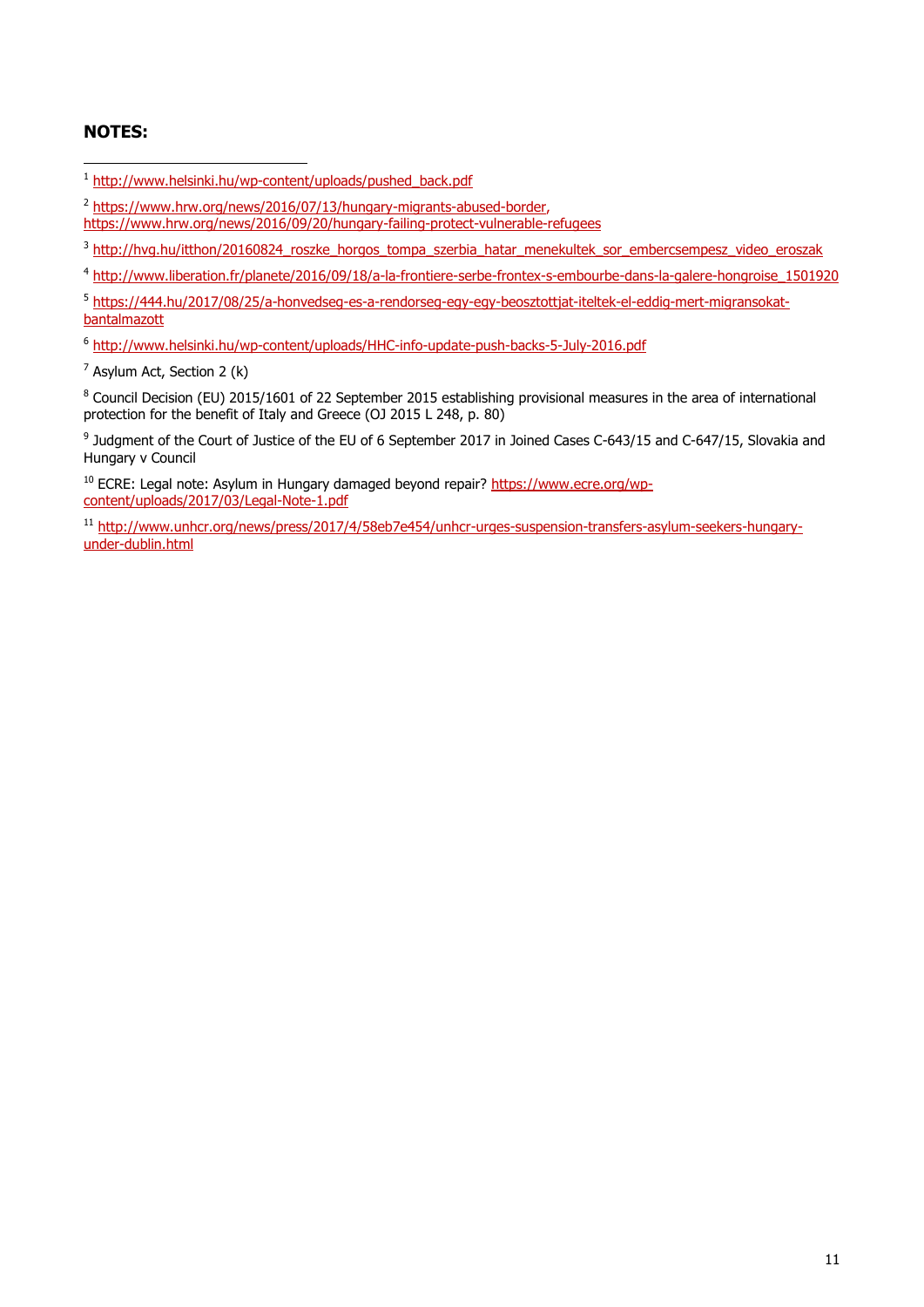**NOTES:**

[1] http://www.helsinki.hu/wp-content/uploads/pushed_back.pdf

[2] https://www.hrw.org/news/2016/07/13/hungary-migrants-abused-border, https://www.hrw.org/news/2016/09/20/hungary-failing-protect-vulnerable-refugees

[3] http://hvg.hu/itthon/20160824_roszke_horgos_tompa_szerbia_hatar_menekultek_sor_embercsempesz_video_eroszak

[4] http://www.liberation.fr/planete/2016/09/18/a-la-frontiere-serbe-frontex-s-embourbe-dans-la-galere-hongroise_1501920

[5] https://444.hu/2017/08/25/a-honvedseg-es-a-rendorseg-egy-egy-beosztottjat-iteltek-el-eddig-mert-migransokat-bantalmazott

[6] http://www.helsinki.hu/wp-content/uploads/HHC-info-update-push-backs-5-July-2016.pdf

[7] Asylum Act, Section 2 (k)

[8] Council Decision (EU) 2015/1601 of 22 September 2015 establishing provisional measures in the area of international protection for the benefit of Italy and Greece (OJ 2015 L 248, p. 80)

[9] Judgment of the Court of Justice of the EU of 6 September 2017 in Joined Cases C-643/15 and C-647/15, Slovakia and Hungary v Council

[10] ECRE: Legal note: Asylum in Hungary damaged beyond repair? https://www.ecre.org/wp-content/uploads/2017/03/Legal-Note-1.pdf

[11] http://www.unhcr.org/news/press/2017/4/58eb7e454/unhcr-urges-suspension-transfers-asylum-seekers-hungary-under-dublin.html